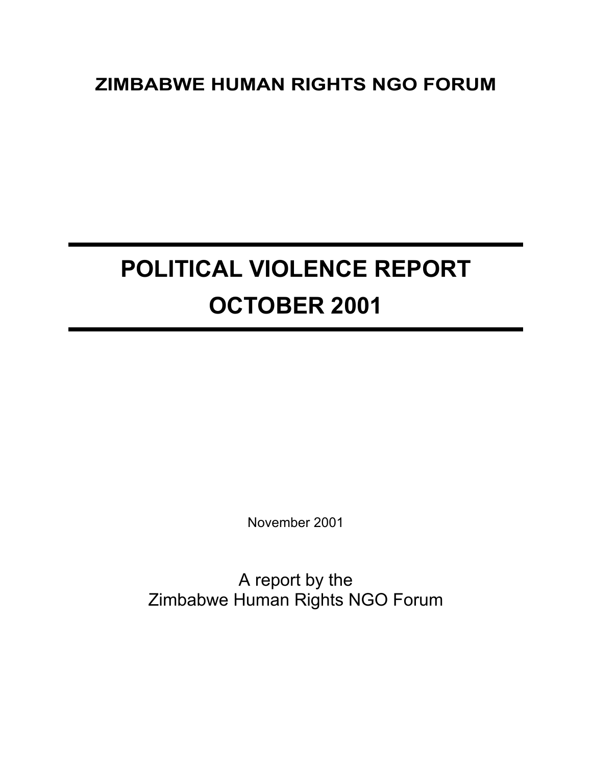**ZIMBABWE HUMAN RIGHTS NGO FORUM**

---

# POLITICAL VIOLENCE REPORT
# OCTOBER 2001

---

November 2001

A report by the
Zimbabwe Human Rights NGO Forum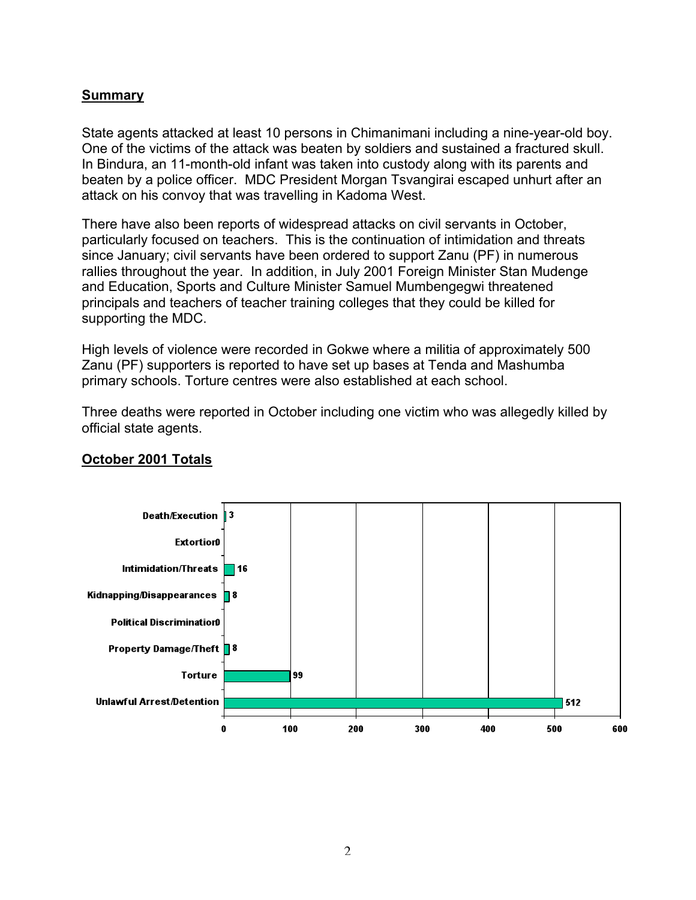## Summary

State agents attacked at least 10 persons in Chimanimani including a nine-year-old boy. One of the victims of the attack was beaten by soldiers and sustained a fractured skull. In Bindura, an 11-month-old infant was taken into custody along with its parents and beaten by a police officer. MDC President Morgan Tsvangirai escaped unhurt after an attack on his convoy that was travelling in Kadoma West.

There have also been reports of widespread attacks on civil servants in October, particularly focused on teachers. This is the continuation of intimidation and threats since January; civil servants have been ordered to support Zanu (PF) in numerous rallies throughout the year. In addition, in July 2001 Foreign Minister Stan Mudenge and Education, Sports and Culture Minister Samuel Mumbengegwi threatened principals and teachers of teacher training colleges that they could be killed for supporting the MDC.

High levels of violence were recorded in Gokwe where a militia of approximately 500 Zanu (PF) supporters is reported to have set up bases at Tenda and Mashumba primary schools. Torture centres were also established at each school.

Three deaths were reported in October including one victim who was allegedly killed by official state agents.

## October 2001 Totals

| Category | Total |
| --- | --- |
| Death/Execution | 3 |
| Extortion | 0 |
| Intimidation/Threats | 16 |
| Kidnapping/Disappearances | 8 |
| Political Discrimination | 0 |
| Property Damage/Theft | 8 |
| Torture | 99 |
| Unlawful Arrest/Detention | 512 |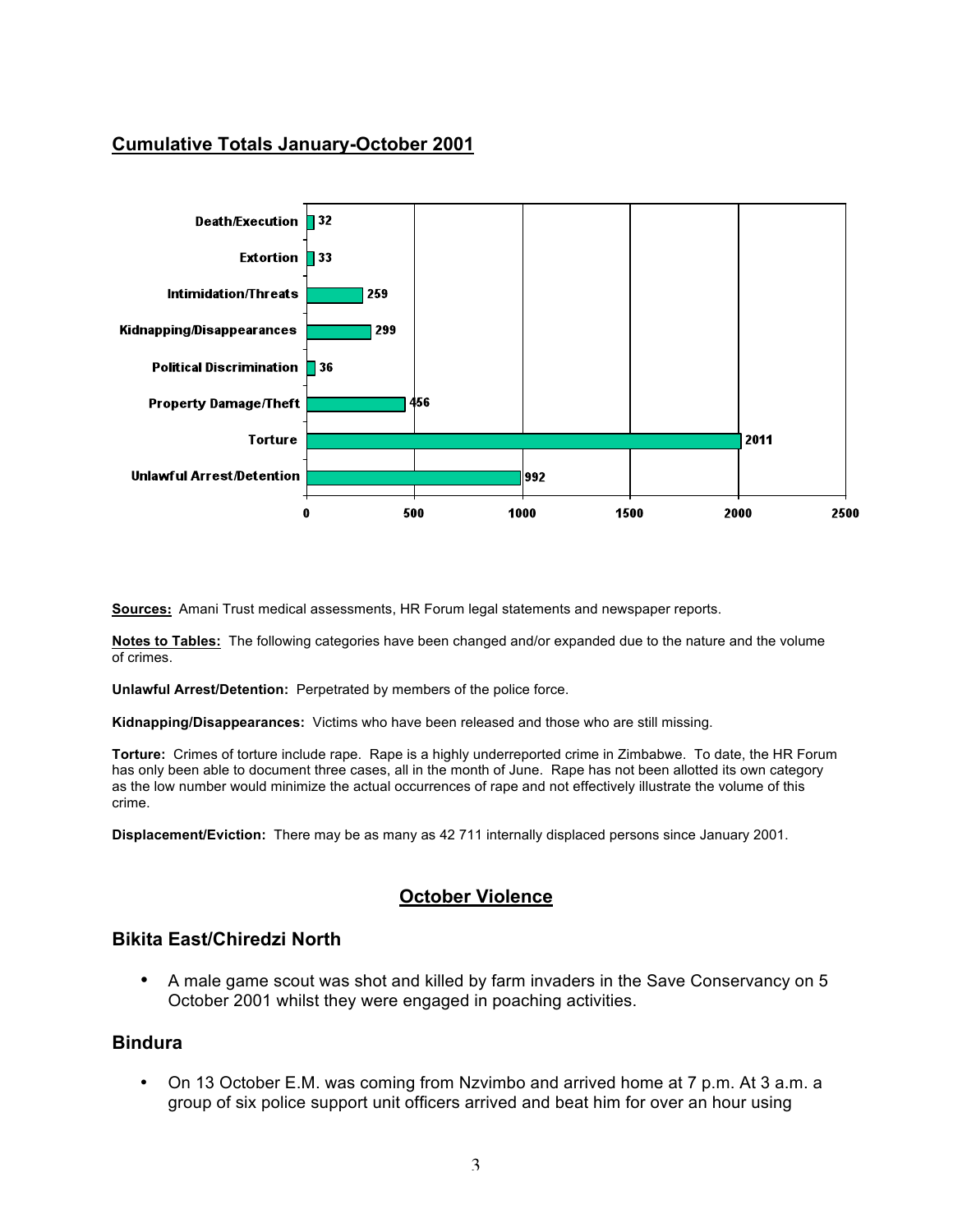## Cumulative Totals January-October 2001

| Category | Total |
|---|---|
| Death/Execution | 32 |
| Extortion | 33 |
| Intimidation/Threats | 259 |
| Kidnapping/Disappearances | 299 |
| Political Discrimination | 36 |
| Property Damage/Theft | 456 |
| Torture | 2011 |
| Unlawful Arrest/Detention | 992 |

**Sources:** Amani Trust medical assessments, HR Forum legal statements and newspaper reports.

**Notes to Tables:** The following categories have been changed and/or expanded due to the nature and the volume of crimes.

**Unlawful Arrest/Detention:** Perpetrated by members of the police force.

**Kidnapping/Disappearances:** Victims who have been released and those who are still missing.

**Torture:** Crimes of torture include rape. Rape is a highly underreported crime in Zimbabwe. To date, the HR Forum has only been able to document three cases, all in the month of June. Rape has not been allotted its own category as the low number would minimize the actual occurrences of rape and not effectively illustrate the volume of this crime.

**Displacement/Eviction:** There may be as many as 42 711 internally displaced persons since January 2001.

## October Violence

### Bikita East/Chiredzi North

- A male game scout was shot and killed by farm invaders in the Save Conservancy on 5 October 2001 whilst they were engaged in poaching activities.

### Bindura

- On 13 October E.M. was coming from Nzvimbo and arrived home at 7 p.m. At 3 a.m. a group of six police support unit officers arrived and beat him for over an hour using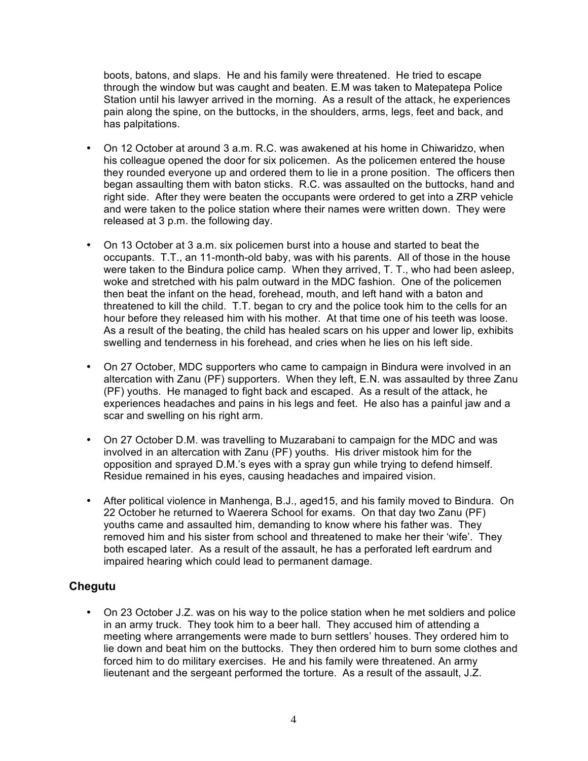boots, batons, and slaps. He and his family were threatened. He tried to escape through the window but was caught and beaten. E.M was taken to Matepatepa Police Station until his lawyer arrived in the morning. As a result of the attack, he experiences pain along the spine, on the buttocks, in the shoulders, arms, legs, feet and back, and has palpitations.

- On 12 October at around 3 a.m. R.C. was awakened at his home in Chiwaridzo, when his colleague opened the door for six policemen. As the policemen entered the house they rounded everyone up and ordered them to lie in a prone position. The officers then began assaulting them with baton sticks. R.C. was assaulted on the buttocks, hand and right side. After they were beaten the occupants were ordered to get into a ZRP vehicle and were taken to the police station where their names were written down. They were released at 3 p.m. the following day.

- On 13 October at 3 a.m. six policemen burst into a house and started to beat the occupants. T.T., an 11-month-old baby, was with his parents. All of those in the house were taken to the Bindura police camp. When they arrived, T. T., who had been asleep, woke and stretched with his palm outward in the MDC fashion. One of the policemen then beat the infant on the head, forehead, mouth, and left hand with a baton and threatened to kill the child. T.T. began to cry and the police took him to the cells for an hour before they released him with his mother. At that time one of his teeth was loose. As a result of the beating, the child has healed scars on his upper and lower lip, exhibits swelling and tenderness in his forehead, and cries when he lies on his left side.

- On 27 October, MDC supporters who came to campaign in Bindura were involved in an altercation with Zanu (PF) supporters. When they left, E.N. was assaulted by three Zanu (PF) youths. He managed to fight back and escaped. As a result of the attack, he experiences headaches and pains in his legs and feet. He also has a painful jaw and a scar and swelling on his right arm.

- On 27 October D.M. was travelling to Muzarabani to campaign for the MDC and was involved in an altercation with Zanu (PF) youths. His driver mistook him for the opposition and sprayed D.M.'s eyes with a spray gun while trying to defend himself. Residue remained in his eyes, causing headaches and impaired vision.

- After political violence in Manhenga, B.J., aged15, and his family moved to Bindura. On 22 October he returned to Waerera School for exams. On that day two Zanu (PF) youths came and assaulted him, demanding to know where his father was. They removed him and his sister from school and threatened to make her their 'wife'. They both escaped later. As a result of the assault, he has a perforated left eardrum and impaired hearing which could lead to permanent damage.

## Chegutu

- On 23 October J.Z. was on his way to the police station when he met soldiers and police in an army truck. They took him to a beer hall. They accused him of attending a meeting where arrangements were made to burn settlers' houses. They ordered him to lie down and beat him on the buttocks. They then ordered him to burn some clothes and forced him to do military exercises. He and his family were threatened. An army lieutenant and the sergeant performed the torture. As a result of the assault, J.Z.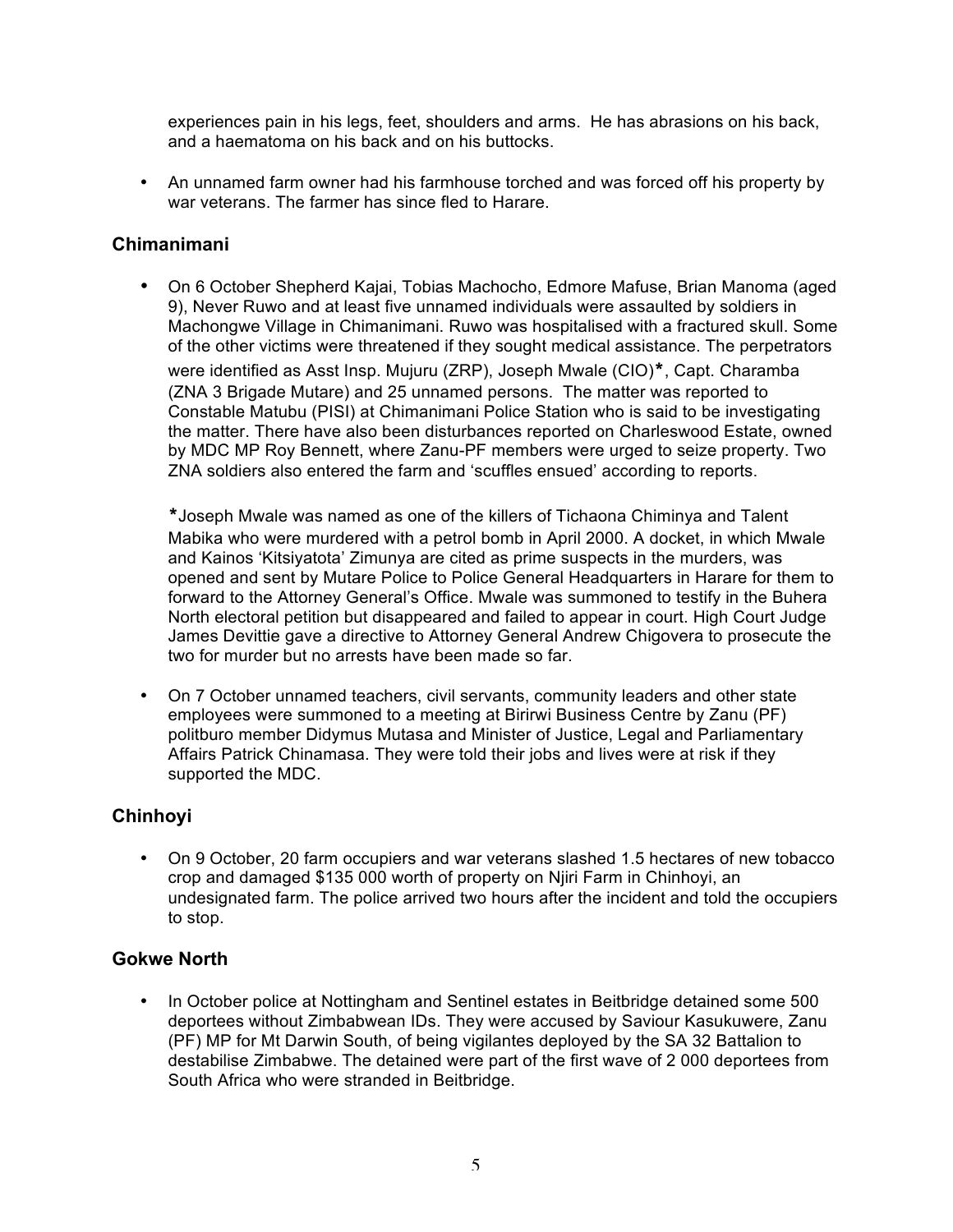experiences pain in his legs, feet, shoulders and arms. He has abrasions on his back, and a haematoma on his back and on his buttocks.

- An unnamed farm owner had his farmhouse torched and was forced off his property by war veterans. The farmer has since fled to Harare.

## Chimanimani

- On 6 October Shepherd Kajai, Tobias Machocho, Edmore Mafuse, Brian Manoma (aged 9), Never Ruwo and at least five unnamed individuals were assaulted by soldiers in Machongwe Village in Chimanimani. Ruwo was hospitalised with a fractured skull. Some of the other victims were threatened if they sought medical assistance. The perpetrators were identified as Asst Insp. Mujuru (ZRP), Joseph Mwale (CIO)*, Capt. Charamba (ZNA 3 Brigade Mutare) and 25 unnamed persons. The matter was reported to Constable Matubu (PISI) at Chimanimani Police Station who is said to be investigating the matter. There have also been disturbances reported on Charleswood Estate, owned by MDC MP Roy Bennett, where Zanu-PF members were urged to seize property. Two ZNA soldiers also entered the farm and 'scuffles ensued' according to reports.

  *Joseph Mwale was named as one of the killers of Tichaona Chiminya and Talent Mabika who were murdered with a petrol bomb in April 2000. A docket, in which Mwale and Kainos 'Kitsiyatota' Zimunya are cited as prime suspects in the murders, was opened and sent by Mutare Police to Police General Headquarters in Harare for them to forward to the Attorney General's Office. Mwale was summoned to testify in the Buhera North electoral petition but disappeared and failed to appear in court. High Court Judge James Devittie gave a directive to Attorney General Andrew Chigovera to prosecute the two for murder but no arrests have been made so far.

- On 7 October unnamed teachers, civil servants, community leaders and other state employees were summoned to a meeting at Birirwi Business Centre by Zanu (PF) politburo member Didymus Mutasa and Minister of Justice, Legal and Parliamentary Affairs Patrick Chinamasa. They were told their jobs and lives were at risk if they supported the MDC.

## Chinhoyi

- On 9 October, 20 farm occupiers and war veterans slashed 1.5 hectares of new tobacco crop and damaged $135 000 worth of property on Njiri Farm in Chinhoyi, an undesignated farm. The police arrived two hours after the incident and told the occupiers to stop.

## Gokwe North

- In October police at Nottingham and Sentinel estates in Beitbridge detained some 500 deportees without Zimbabwean IDs. They were accused by Saviour Kasukuwere, Zanu (PF) MP for Mt Darwin South, of being vigilantes deployed by the SA 32 Battalion to destabilise Zimbabwe. The detained were part of the first wave of 2 000 deportees from South Africa who were stranded in Beitbridge.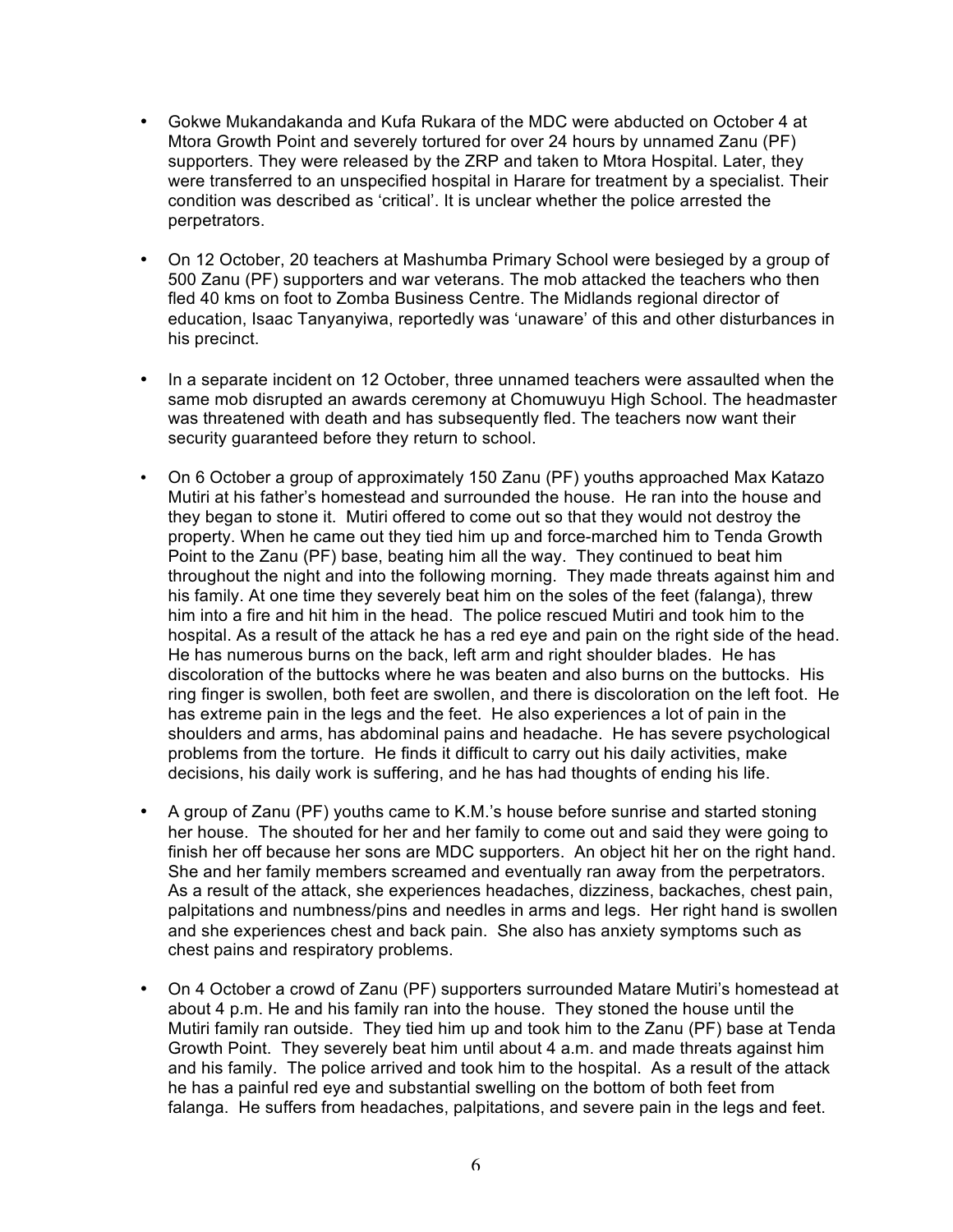- Gokwe Mukandakanda and Kufa Rukara of the MDC were abducted on October 4 at Mtora Growth Point and severely tortured for over 24 hours by unnamed Zanu (PF) supporters. They were released by the ZRP and taken to Mtora Hospital. Later, they were transferred to an unspecified hospital in Harare for treatment by a specialist. Their condition was described as 'critical'. It is unclear whether the police arrested the perpetrators.

- On 12 October, 20 teachers at Mashumba Primary School were besieged by a group of 500 Zanu (PF) supporters and war veterans. The mob attacked the teachers who then fled 40 kms on foot to Zomba Business Centre. The Midlands regional director of education, Isaac Tanyanyiwa, reportedly was 'unaware' of this and other disturbances in his precinct.

- In a separate incident on 12 October, three unnamed teachers were assaulted when the same mob disrupted an awards ceremony at Chomuwuyu High School. The headmaster was threatened with death and has subsequently fled. The teachers now want their security guaranteed before they return to school.

- On 6 October a group of approximately 150 Zanu (PF) youths approached Max Katazo Mutiri at his father's homestead and surrounded the house. He ran into the house and they began to stone it. Mutiri offered to come out so that they would not destroy the property. When he came out they tied him up and force-marched him to Tenda Growth Point to the Zanu (PF) base, beating him all the way. They continued to beat him throughout the night and into the following morning. They made threats against him and his family. At one time they severely beat him on the soles of the feet (falanga), threw him into a fire and hit him in the head. The police rescued Mutiri and took him to the hospital. As a result of the attack he has a red eye and pain on the right side of the head. He has numerous burns on the back, left arm and right shoulder blades. He has discoloration of the buttocks where he was beaten and also burns on the buttocks. His ring finger is swollen, both feet are swollen, and there is discoloration on the left foot. He has extreme pain in the legs and the feet. He also experiences a lot of pain in the shoulders and arms, has abdominal pains and headache. He has severe psychological problems from the torture. He finds it difficult to carry out his daily activities, make decisions, his daily work is suffering, and he has had thoughts of ending his life.

- A group of Zanu (PF) youths came to K.M.'s house before sunrise and started stoning her house. The shouted for her and her family to come out and said they were going to finish her off because her sons are MDC supporters. An object hit her on the right hand. She and her family members screamed and eventually ran away from the perpetrators. As a result of the attack, she experiences headaches, dizziness, backaches, chest pain, palpitations and numbness/pins and needles in arms and legs. Her right hand is swollen and she experiences chest and back pain. She also has anxiety symptoms such as chest pains and respiratory problems.

- On 4 October a crowd of Zanu (PF) supporters surrounded Matare Mutiri's homestead at about 4 p.m. He and his family ran into the house. They stoned the house until the Mutiri family ran outside. They tied him up and took him to the Zanu (PF) base at Tenda Growth Point. They severely beat him until about 4 a.m. and made threats against him and his family. The police arrived and took him to the hospital. As a result of the attack he has a painful red eye and substantial swelling on the bottom of both feet from falanga. He suffers from headaches, palpitations, and severe pain in the legs and feet.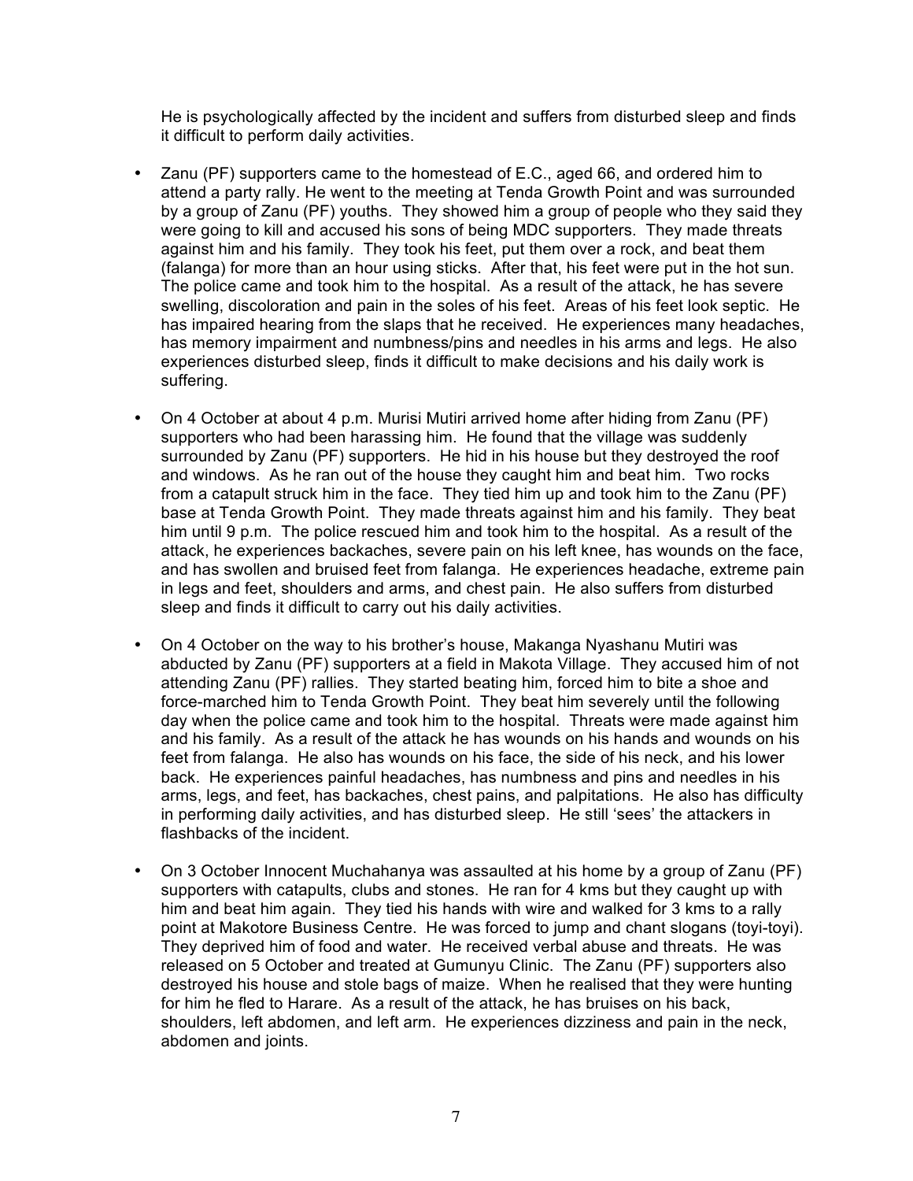He is psychologically affected by the incident and suffers from disturbed sleep and finds it difficult to perform daily activities.

- Zanu (PF) supporters came to the homestead of E.C., aged 66, and ordered him to attend a party rally. He went to the meeting at Tenda Growth Point and was surrounded by a group of Zanu (PF) youths. They showed him a group of people who they said they were going to kill and accused his sons of being MDC supporters. They made threats against him and his family. They took his feet, put them over a rock, and beat them (falanga) for more than an hour using sticks. After that, his feet were put in the hot sun. The police came and took him to the hospital. As a result of the attack, he has severe swelling, discoloration and pain in the soles of his feet. Areas of his feet look septic. He has impaired hearing from the slaps that he received. He experiences many headaches, has memory impairment and numbness/pins and needles in his arms and legs. He also experiences disturbed sleep, finds it difficult to make decisions and his daily work is suffering.

- On 4 October at about 4 p.m. Murisi Mutiri arrived home after hiding from Zanu (PF) supporters who had been harassing him. He found that the village was suddenly surrounded by Zanu (PF) supporters. He hid in his house but they destroyed the roof and windows. As he ran out of the house they caught him and beat him. Two rocks from a catapult struck him in the face. They tied him up and took him to the Zanu (PF) base at Tenda Growth Point. They made threats against him and his family. They beat him until 9 p.m. The police rescued him and took him to the hospital. As a result of the attack, he experiences backaches, severe pain on his left knee, has wounds on the face, and has swollen and bruised feet from falanga. He experiences headache, extreme pain in legs and feet, shoulders and arms, and chest pain. He also suffers from disturbed sleep and finds it difficult to carry out his daily activities.

- On 4 October on the way to his brother's house, Makanga Nyashanu Mutiri was abducted by Zanu (PF) supporters at a field in Makota Village. They accused him of not attending Zanu (PF) rallies. They started beating him, forced him to bite a shoe and force-marched him to Tenda Growth Point. They beat him severely until the following day when the police came and took him to the hospital. Threats were made against him and his family. As a result of the attack he has wounds on his hands and wounds on his feet from falanga. He also has wounds on his face, the side of his neck, and his lower back. He experiences painful headaches, has numbness and pins and needles in his arms, legs, and feet, has backaches, chest pains, and palpitations. He also has difficulty in performing daily activities, and has disturbed sleep. He still 'sees' the attackers in flashbacks of the incident.

- On 3 October Innocent Muchahanya was assaulted at his home by a group of Zanu (PF) supporters with catapults, clubs and stones. He ran for 4 kms but they caught up with him and beat him again. They tied his hands with wire and walked for 3 kms to a rally point at Makotore Business Centre. He was forced to jump and chant slogans (toyi-toyi). They deprived him of food and water. He received verbal abuse and threats. He was released on 5 October and treated at Gumunyu Clinic. The Zanu (PF) supporters also destroyed his house and stole bags of maize. When he realised that they were hunting for him he fled to Harare. As a result of the attack, he has bruises on his back, shoulders, left abdomen, and left arm. He experiences dizziness and pain in the neck, abdomen and joints.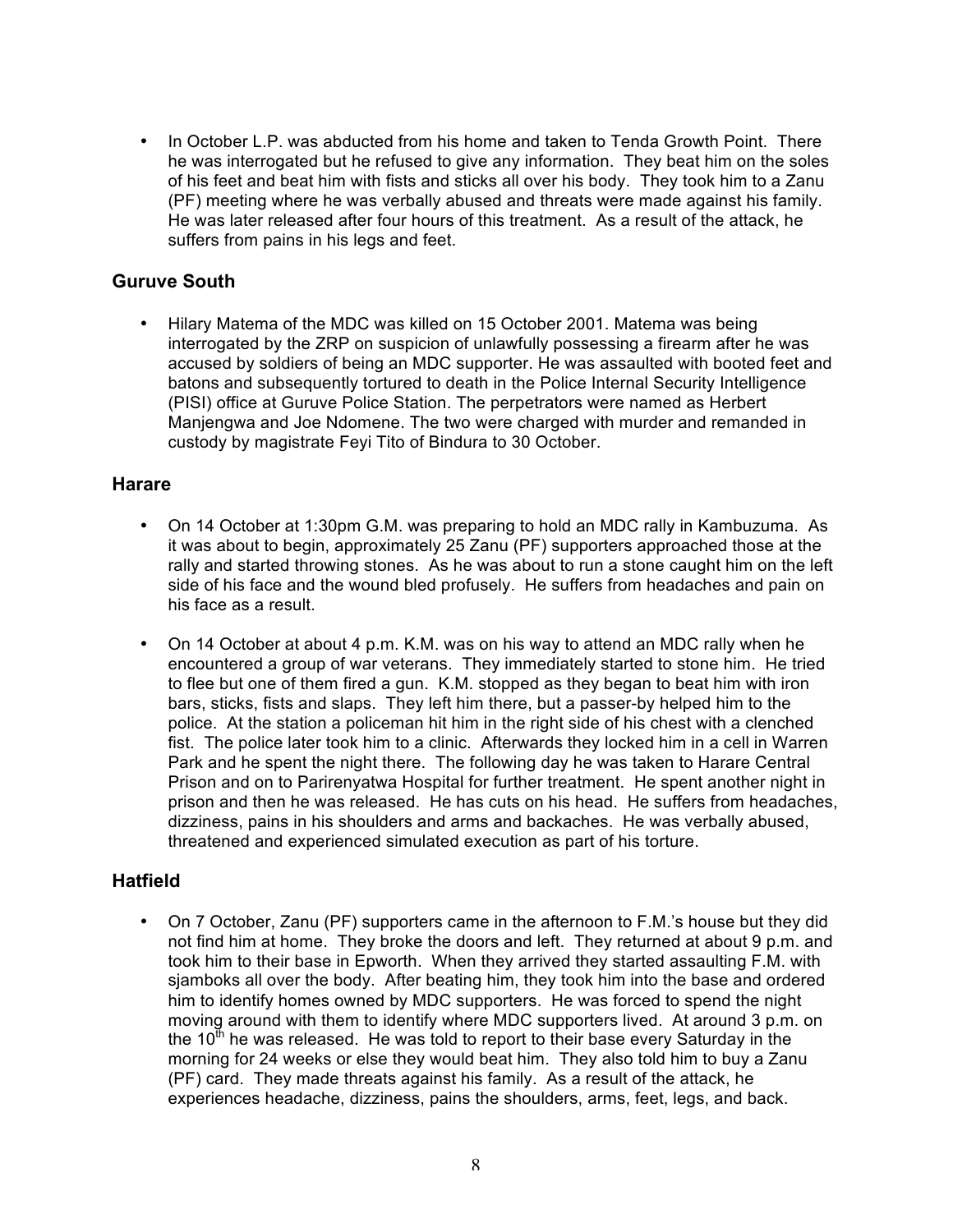- In October L.P. was abducted from his home and taken to Tenda Growth Point. There he was interrogated but he refused to give any information. They beat him on the soles of his feet and beat him with fists and sticks all over his body. They took him to a Zanu (PF) meeting where he was verbally abused and threats were made against his family. He was later released after four hours of this treatment. As a result of the attack, he suffers from pains in his legs and feet.

### Guruve South

- Hilary Matema of the MDC was killed on 15 October 2001. Matema was being interrogated by the ZRP on suspicion of unlawfully possessing a firearm after he was accused by soldiers of being an MDC supporter. He was assaulted with booted feet and batons and subsequently tortured to death in the Police Internal Security Intelligence (PISI) office at Guruve Police Station. The perpetrators were named as Herbert Manjengwa and Joe Ndomene. The two were charged with murder and remanded in custody by magistrate Feyi Tito of Bindura to 30 October.

### Harare

- On 14 October at 1:30pm G.M. was preparing to hold an MDC rally in Kambuzuma. As it was about to begin, approximately 25 Zanu (PF) supporters approached those at the rally and started throwing stones. As he was about to run a stone caught him on the left side of his face and the wound bled profusely. He suffers from headaches and pain on his face as a result.

- On 14 October at about 4 p.m. K.M. was on his way to attend an MDC rally when he encountered a group of war veterans. They immediately started to stone him. He tried to flee but one of them fired a gun. K.M. stopped as they began to beat him with iron bars, sticks, fists and slaps. They left him there, but a passer-by helped him to the police. At the station a policeman hit him in the right side of his chest with a clenched fist. The police later took him to a clinic. Afterwards they locked him in a cell in Warren Park and he spent the night there. The following day he was taken to Harare Central Prison and on to Parirenyatwa Hospital for further treatment. He spent another night in prison and then he was released. He has cuts on his head. He suffers from headaches, dizziness, pains in his shoulders and arms and backaches. He was verbally abused, threatened and experienced simulated execution as part of his torture.

### Hatfield

- On 7 October, Zanu (PF) supporters came in the afternoon to F.M.'s house but they did not find him at home. They broke the doors and left. They returned at about 9 p.m. and took him to their base in Epworth. When they arrived they started assaulting F.M. with sjamboks all over the body. After beating him, they took him into the base and ordered him to identify homes owned by MDC supporters. He was forced to spend the night moving around with them to identify where MDC supporters lived. At around 3 p.m. on the 10th he was released. He was told to report to their base every Saturday in the morning for 24 weeks or else they would beat him. They also told him to buy a Zanu (PF) card. They made threats against his family. As a result of the attack, he experiences headache, dizziness, pains the shoulders, arms, feet, legs, and back.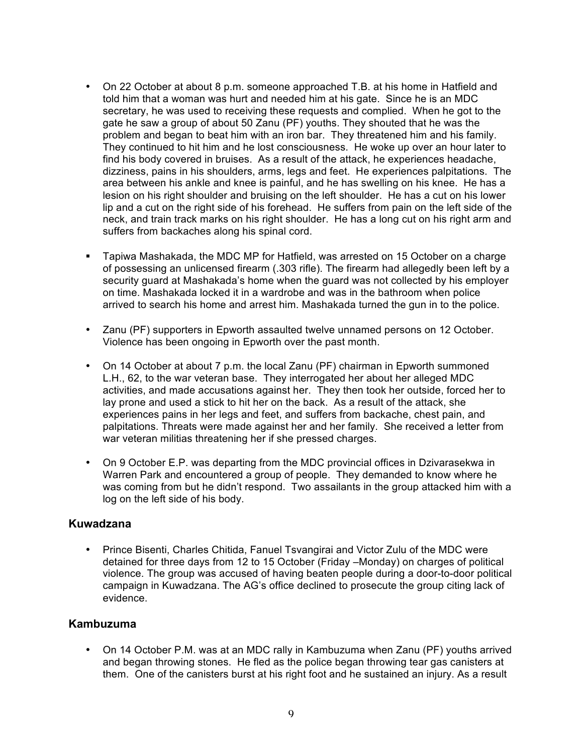- On 22 October at about 8 p.m. someone approached T.B. at his home in Hatfield and told him that a woman was hurt and needed him at his gate. Since he is an MDC secretary, he was used to receiving these requests and complied. When he got to the gate he saw a group of about 50 Zanu (PF) youths. They shouted that he was the problem and began to beat him with an iron bar. They threatened him and his family. They continued to hit him and he lost consciousness. He woke up over an hour later to find his body covered in bruises. As a result of the attack, he experiences headache, dizziness, pains in his shoulders, arms, legs and feet. He experiences palpitations. The area between his ankle and knee is painful, and he has swelling on his knee. He has a lesion on his right shoulder and bruising on the left shoulder. He has a cut on his lower lip and a cut on the right side of his forehead. He suffers from pain on the left side of the neck, and train track marks on his right shoulder. He has a long cut on his right arm and suffers from backaches along his spinal cord.

- Tapiwa Mashakada, the MDC MP for Hatfield, was arrested on 15 October on a charge of possessing an unlicensed firearm (.303 rifle). The firearm had allegedly been left by a security guard at Mashakada's home when the guard was not collected by his employer on time. Mashakada locked it in a wardrobe and was in the bathroom when police arrived to search his home and arrest him. Mashakada turned the gun in to the police.

- Zanu (PF) supporters in Epworth assaulted twelve unnamed persons on 12 October. Violence has been ongoing in Epworth over the past month.

- On 14 October at about 7 p.m. the local Zanu (PF) chairman in Epworth summoned L.H., 62, to the war veteran base. They interrogated her about her alleged MDC activities, and made accusations against her. They then took her outside, forced her to lay prone and used a stick to hit her on the back. As a result of the attack, she experiences pains in her legs and feet, and suffers from backache, chest pain, and palpitations. Threats were made against her and her family. She received a letter from war veteran militias threatening her if she pressed charges.

- On 9 October E.P. was departing from the MDC provincial offices in Dzivarasekwa in Warren Park and encountered a group of people. They demanded to know where he was coming from but he didn't respond. Two assailants in the group attacked him with a log on the left side of his body.

### Kuwadzana

- Prince Bisenti, Charles Chitida, Fanuel Tsvangirai and Victor Zulu of the MDC were detained for three days from 12 to 15 October (Friday –Monday) on charges of political violence. The group was accused of having beaten people during a door-to-door political campaign in Kuwadzana. The AG's office declined to prosecute the group citing lack of evidence.

### Kambuzuma

- On 14 October P.M. was at an MDC rally in Kambuzuma when Zanu (PF) youths arrived and began throwing stones. He fled as the police began throwing tear gas canisters at them. One of the canisters burst at his right foot and he sustained an injury. As a result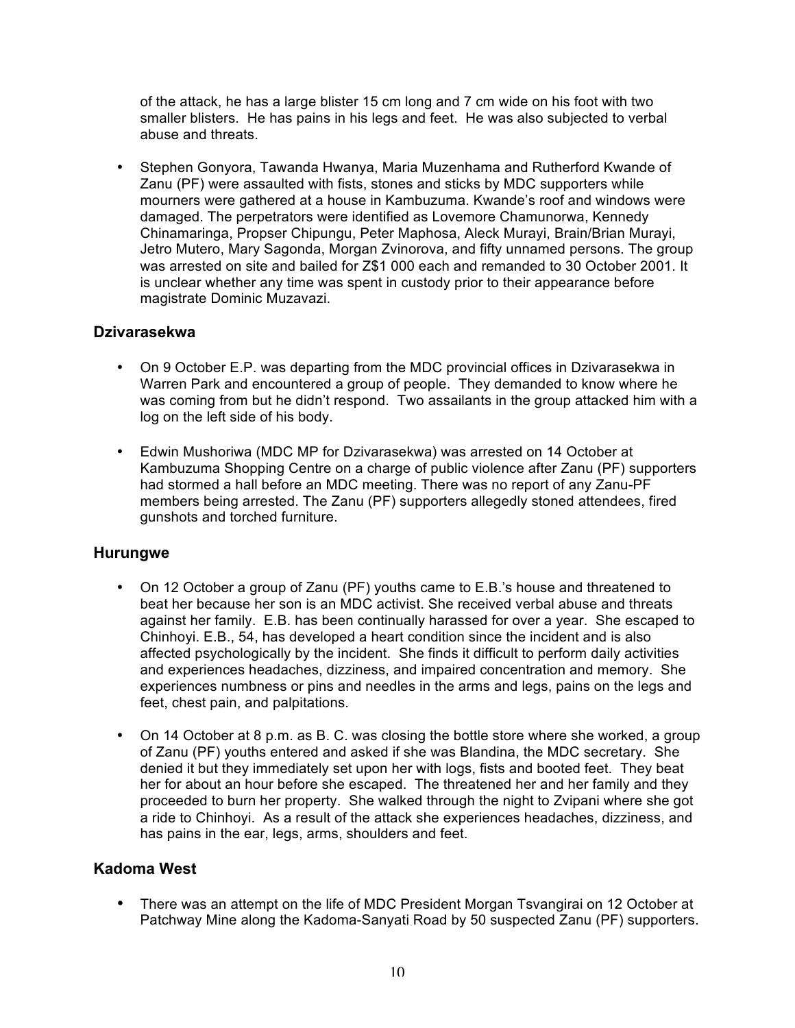of the attack, he has a large blister 15 cm long and 7 cm wide on his foot with two smaller blisters. He has pains in his legs and feet. He was also subjected to verbal abuse and threats.

- Stephen Gonyora, Tawanda Hwanya, Maria Muzenhama and Rutherford Kwande of Zanu (PF) were assaulted with fists, stones and sticks by MDC supporters while mourners were gathered at a house in Kambuzuma. Kwande's roof and windows were damaged. The perpetrators were identified as Lovemore Chamunorwa, Kennedy Chinamaringa, Propser Chipungu, Peter Maphosa, Aleck Murayi, Brain/Brian Murayi, Jetro Mutero, Mary Sagonda, Morgan Zvinorova, and fifty unnamed persons. The group was arrested on site and bailed for Z$1 000 each and remanded to 30 October 2001. It is unclear whether any time was spent in custody prior to their appearance before magistrate Dominic Muzavazi.

## Dzivarasekwa

- On 9 October E.P. was departing from the MDC provincial offices in Dzivarasekwa in Warren Park and encountered a group of people. They demanded to know where he was coming from but he didn't respond. Two assailants in the group attacked him with a log on the left side of his body.

- Edwin Mushoriwa (MDC MP for Dzivarasekwa) was arrested on 14 October at Kambuzuma Shopping Centre on a charge of public violence after Zanu (PF) supporters had stormed a hall before an MDC meeting. There was no report of any Zanu-PF members being arrested. The Zanu (PF) supporters allegedly stoned attendees, fired gunshots and torched furniture.

## Hurungwe

- On 12 October a group of Zanu (PF) youths came to E.B.'s house and threatened to beat her because her son is an MDC activist. She received verbal abuse and threats against her family. E.B. has been continually harassed for over a year. She escaped to Chinhoyi. E.B., 54, has developed a heart condition since the incident and is also affected psychologically by the incident. She finds it difficult to perform daily activities and experiences headaches, dizziness, and impaired concentration and memory. She experiences numbness or pins and needles in the arms and legs, pains on the legs and feet, chest pain, and palpitations.

- On 14 October at 8 p.m. as B. C. was closing the bottle store where she worked, a group of Zanu (PF) youths entered and asked if she was Blandina, the MDC secretary. She denied it but they immediately set upon her with logs, fists and booted feet. They beat her for about an hour before she escaped. The threatened her and her family and they proceeded to burn her property. She walked through the night to Zvipani where she got a ride to Chinhoyi. As a result of the attack she experiences headaches, dizziness, and has pains in the ear, legs, arms, shoulders and feet.

## Kadoma West

- There was an attempt on the life of MDC President Morgan Tsvangirai on 12 October at Patchway Mine along the Kadoma-Sanyati Road by 50 suspected Zanu (PF) supporters.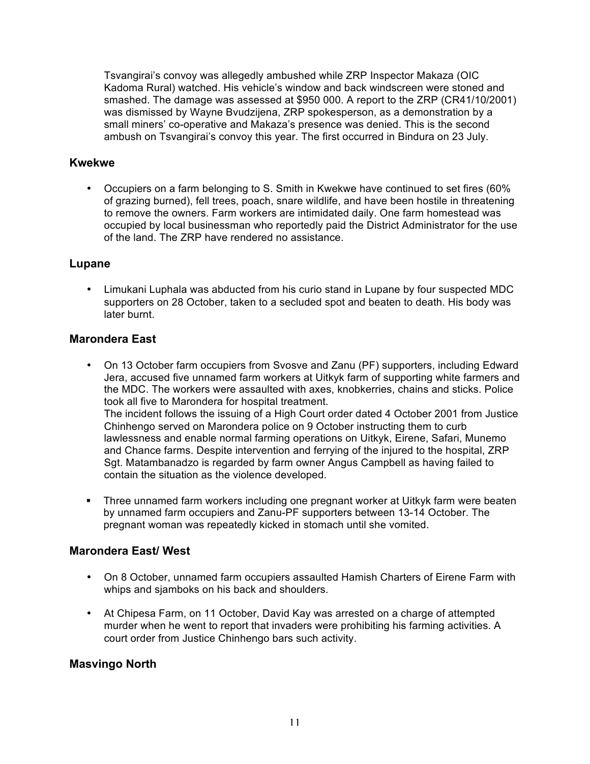Tsvangirai's convoy was allegedly ambushed while ZRP Inspector Makaza (OIC Kadoma Rural) watched. His vehicle's window and back windscreen were stoned and smashed. The damage was assessed at $950 000. A report to the ZRP (CR41/10/2001) was dismissed by Wayne Bvudzijena, ZRP spokesperson, as a demonstration by a small miners' co-operative and Makaza's presence was denied. This is the second ambush on Tsvangirai's convoy this year. The first occurred in Bindura on 23 July.

### Kwekwe

- Occupiers on a farm belonging to S. Smith in Kwekwe have continued to set fires (60% of grazing burned), fell trees, poach, snare wildlife, and have been hostile in threatening to remove the owners. Farm workers are intimidated daily. One farm homestead was occupied by local businessman who reportedly paid the District Administrator for the use of the land. The ZRP have rendered no assistance.

### Lupane

- Limukani Luphala was abducted from his curio stand in Lupane by four suspected MDC supporters on 28 October, taken to a secluded spot and beaten to death. His body was later burnt.

### Marondera East

- On 13 October farm occupiers from Svosve and Zanu (PF) supporters, including Edward Jera, accused five unnamed farm workers at Uitkyk farm of supporting white farmers and the MDC. The workers were assaulted with axes, knobkerries, chains and sticks. Police took all five to Marondera for hospital treatment.
  The incident follows the issuing of a High Court order dated 4 October 2001 from Justice Chinhengo served on Marondera police on 9 October instructing them to curb lawlessness and enable normal farming operations on Uitkyk, Eirene, Safari, Munemo and Chance farms. Despite intervention and ferrying of the injured to the hospital, ZRP Sgt. Matambanadzo is regarded by farm owner Angus Campbell as having failed to contain the situation as the violence developed.

- Three unnamed farm workers including one pregnant worker at Uitkyk farm were beaten by unnamed farm occupiers and Zanu-PF supporters between 13-14 October. The pregnant woman was repeatedly kicked in stomach until she vomited.

### Marondera East/ West

- On 8 October, unnamed farm occupiers assaulted Hamish Charters of Eirene Farm with whips and sjamboks on his back and shoulders.

- At Chipesa Farm, on 11 October, David Kay was arrested on a charge of attempted murder when he went to report that invaders were prohibiting his farming activities. A court order from Justice Chinhengo bars such activity.

### Masvingo North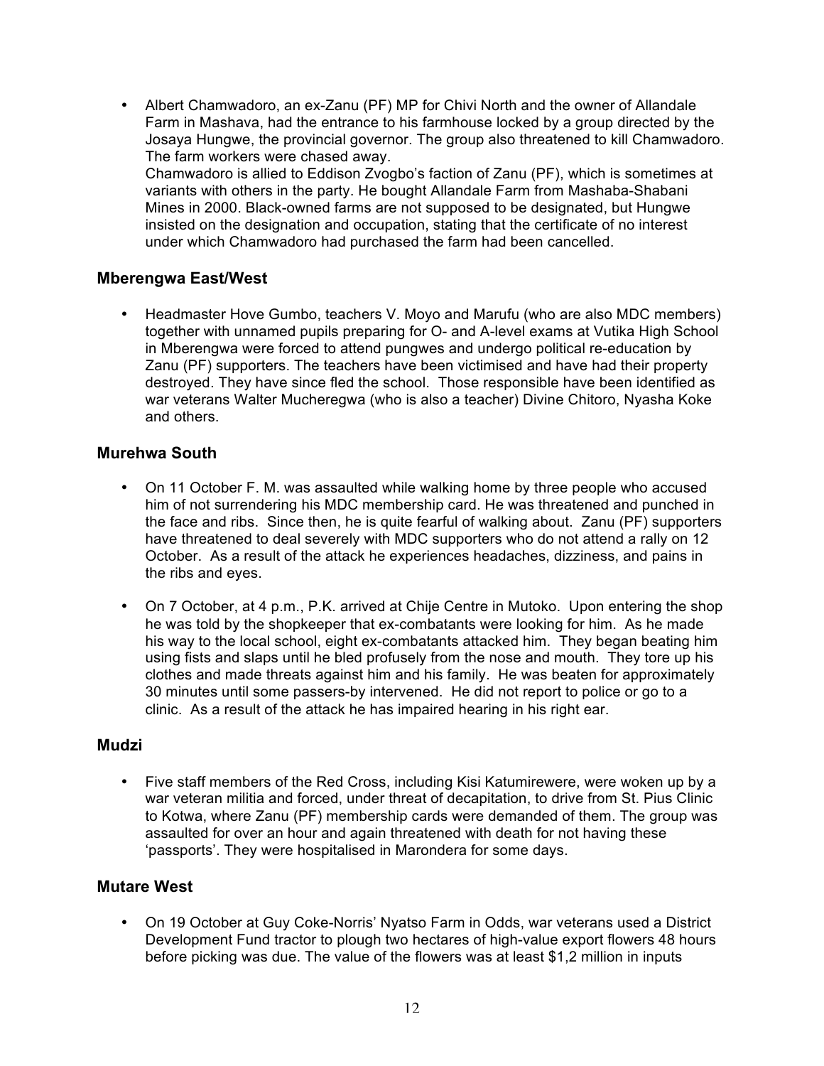- Albert Chamwadoro, an ex-Zanu (PF) MP for Chivi North and the owner of Allandale Farm in Mashava, had the entrance to his farmhouse locked by a group directed by the Josaya Hungwe, the provincial governor. The group also threatened to kill Chamwadoro. The farm workers were chased away.
  Chamwadoro is allied to Eddison Zvogbo's faction of Zanu (PF), which is sometimes at variants with others in the party. He bought Allandale Farm from Mashaba-Shabani Mines in 2000. Black-owned farms are not supposed to be designated, but Hungwe insisted on the designation and occupation, stating that the certificate of no interest under which Chamwadoro had purchased the farm had been cancelled.

### Mberengwa East/West

- Headmaster Hove Gumbo, teachers V. Moyo and Marufu (who are also MDC members) together with unnamed pupils preparing for O- and A-level exams at Vutika High School in Mberengwa were forced to attend pungwes and undergo political re-education by Zanu (PF) supporters. The teachers have been victimised and have had their property destroyed. They have since fled the school. Those responsible have been identified as war veterans Walter Mucheregwa (who is also a teacher) Divine Chitoro, Nyasha Koke and others.

### Murehwa South

- On 11 October F. M. was assaulted while walking home by three people who accused him of not surrendering his MDC membership card. He was threatened and punched in the face and ribs. Since then, he is quite fearful of walking about. Zanu (PF) supporters have threatened to deal severely with MDC supporters who do not attend a rally on 12 October. As a result of the attack he experiences headaches, dizziness, and pains in the ribs and eyes.

- On 7 October, at 4 p.m., P.K. arrived at Chije Centre in Mutoko. Upon entering the shop he was told by the shopkeeper that ex-combatants were looking for him. As he made his way to the local school, eight ex-combatants attacked him. They began beating him using fists and slaps until he bled profusely from the nose and mouth. They tore up his clothes and made threats against him and his family. He was beaten for approximately 30 minutes until some passers-by intervened. He did not report to police or go to a clinic. As a result of the attack he has impaired hearing in his right ear.

### Mudzi

- Five staff members of the Red Cross, including Kisi Katumirewere, were woken up by a war veteran militia and forced, under threat of decapitation, to drive from St. Pius Clinic to Kotwa, where Zanu (PF) membership cards were demanded of them. The group was assaulted for over an hour and again threatened with death for not having these 'passports'. They were hospitalised in Marondera for some days.

### Mutare West

- On 19 October at Guy Coke-Norris' Nyatso Farm in Odds, war veterans used a District Development Fund tractor to plough two hectares of high-value export flowers 48 hours before picking was due. The value of the flowers was at least $1,2 million in inputs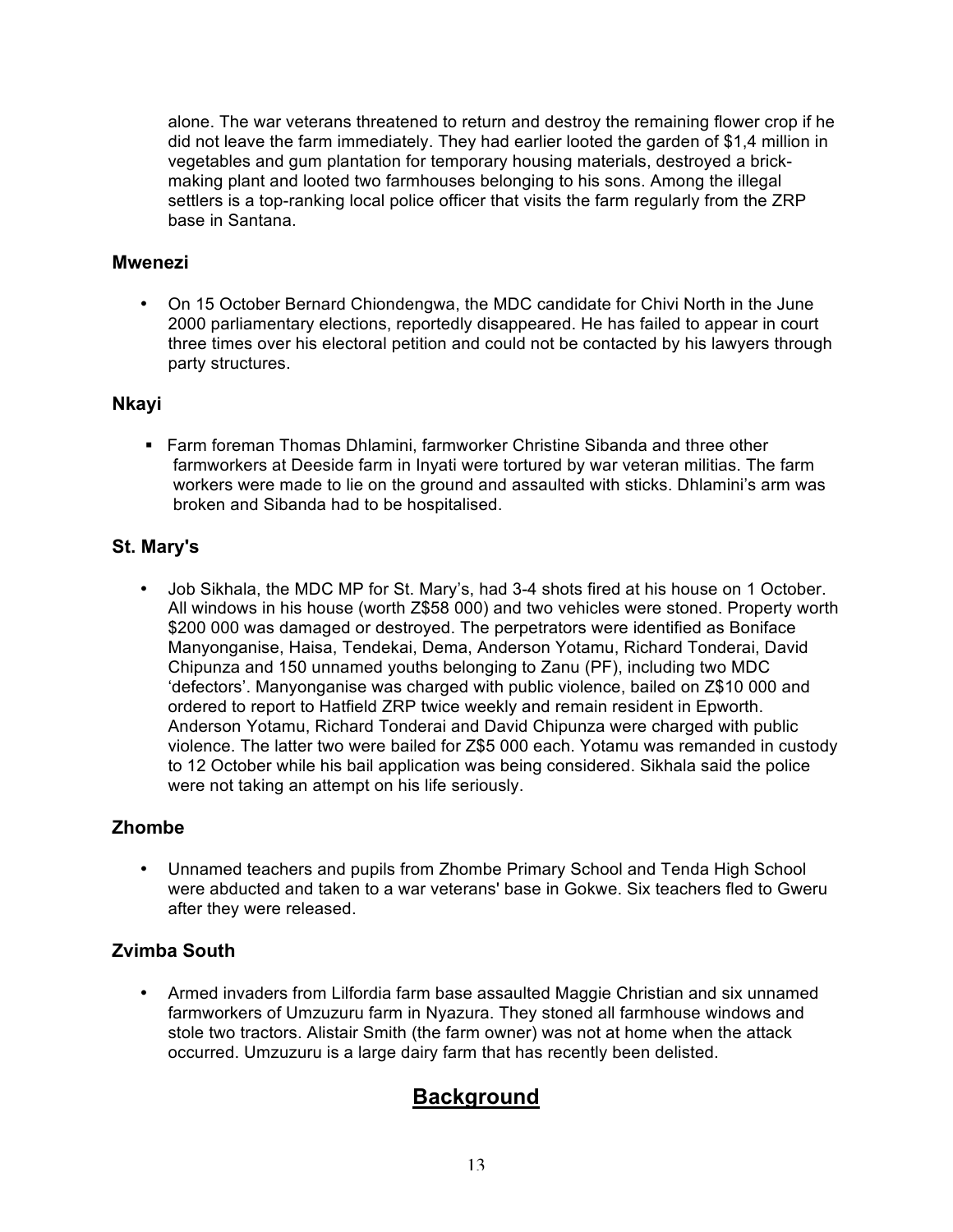alone. The war veterans threatened to return and destroy the remaining flower crop if he did not leave the farm immediately. They had earlier looted the garden of $1,4 million in vegetables and gum plantation for temporary housing materials, destroyed a brick-making plant and looted two farmhouses belonging to his sons. Among the illegal settlers is a top-ranking local police officer that visits the farm regularly from the ZRP base in Santana.

### Mwenezi

- On 15 October Bernard Chiondengwa, the MDC candidate for Chivi North in the June 2000 parliamentary elections, reportedly disappeared. He has failed to appear in court three times over his electoral petition and could not be contacted by his lawyers through party structures.

### Nkayi

- Farm foreman Thomas Dhlamini, farmworker Christine Sibanda and three other farmworkers at Deeside farm in Inyati were tortured by war veteran militias. The farm workers were made to lie on the ground and assaulted with sticks. Dhlamini's arm was broken and Sibanda had to be hospitalised.

### St. Mary's

- Job Sikhala, the MDC MP for St. Mary's, had 3-4 shots fired at his house on 1 October. All windows in his house (worth Z$58 000) and two vehicles were stoned. Property worth $200 000 was damaged or destroyed. The perpetrators were identified as Boniface Manyonganise, Haisa, Tendekai, Dema, Anderson Yotamu, Richard Tonderai, David Chipunza and 150 unnamed youths belonging to Zanu (PF), including two MDC 'defectors'. Manyonganise was charged with public violence, bailed on Z$10 000 and ordered to report to Hatfield ZRP twice weekly and remain resident in Epworth. Anderson Yotamu, Richard Tonderai and David Chipunza were charged with public violence. The latter two were bailed for Z$5 000 each. Yotamu was remanded in custody to 12 October while his bail application was being considered. Sikhala said the police were not taking an attempt on his life seriously.

### Zhombe

- Unnamed teachers and pupils from Zhombe Primary School and Tenda High School were abducted and taken to a war veterans' base in Gokwe. Six teachers fled to Gweru after they were released.

### Zvimba South

- Armed invaders from Lilfordia farm base assaulted Maggie Christian and six unnamed farmworkers of Umzuzuru farm in Nyazura. They stoned all farmhouse windows and stole two tractors. Alistair Smith (the farm owner) was not at home when the attack occurred. Umzuzuru is a large dairy farm that has recently been delisted.

## Background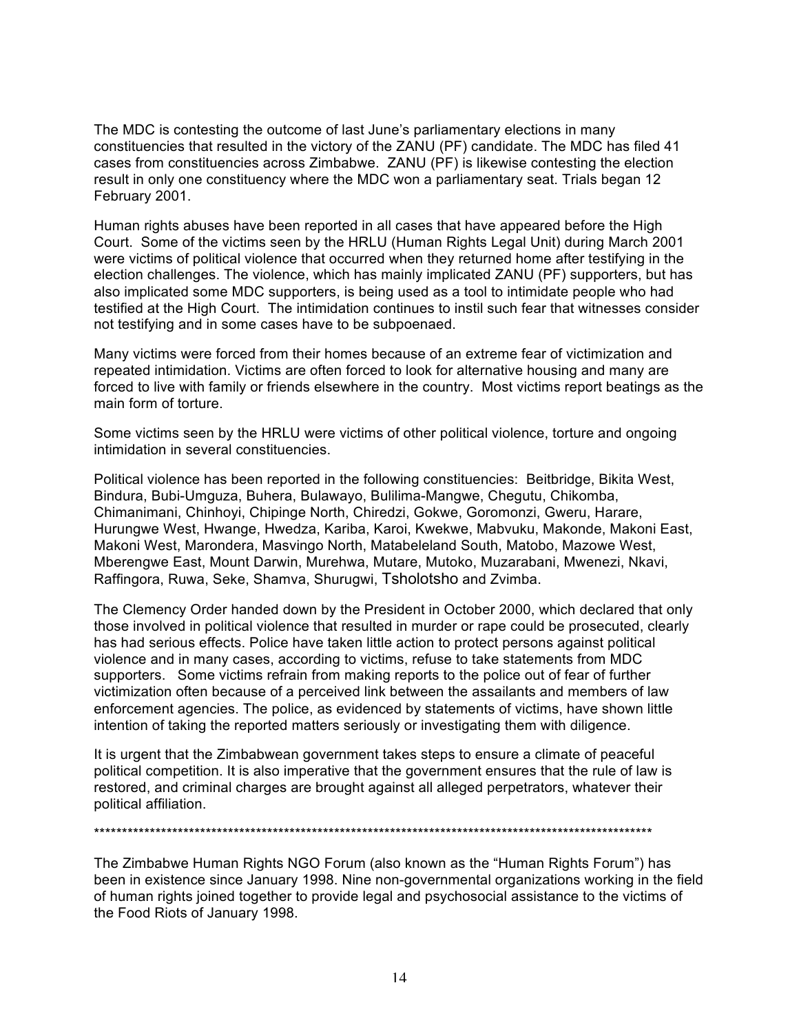The MDC is contesting the outcome of last June's parliamentary elections in many constituencies that resulted in the victory of the ZANU (PF) candidate. The MDC has filed 41 cases from constituencies across Zimbabwe. ZANU (PF) is likewise contesting the election result in only one constituency where the MDC won a parliamentary seat. Trials began 12 February 2001.

Human rights abuses have been reported in all cases that have appeared before the High Court. Some of the victims seen by the HRLU (Human Rights Legal Unit) during March 2001 were victims of political violence that occurred when they returned home after testifying in the election challenges. The violence, which has mainly implicated ZANU (PF) supporters, but has also implicated some MDC supporters, is being used as a tool to intimidate people who had testified at the High Court. The intimidation continues to instil such fear that witnesses consider not testifying and in some cases have to be subpoenaed.

Many victims were forced from their homes because of an extreme fear of victimization and repeated intimidation. Victims are often forced to look for alternative housing and many are forced to live with family or friends elsewhere in the country. Most victims report beatings as the main form of torture.

Some victims seen by the HRLU were victims of other political violence, torture and ongoing intimidation in several constituencies.

Political violence has been reported in the following constituencies: Beitbridge, Bikita West, Bindura, Bubi-Umguza, Buhera, Bulawayo, Bulilima-Mangwe, Chegutu, Chikomba, Chimanimani, Chinhoyi, Chipinge North, Chiredzi, Gokwe, Goromonzi, Gweru, Harare, Hurungwe West, Hwange, Hwedza, Kariba, Karoi, Kwekwe, Mabvuku, Makonde, Makoni East, Makoni West, Marondera, Masvingo North, Matabeleland South, Matobo, Mazowe West, Mberengwe East, Mount Darwin, Murehwa, Mutare, Mutoko, Muzarabani, Mwenezi, Nkavi, Raffingora, Ruwa, Seke, Shamva, Shurugwi, Tsholotsho and Zvimba.

The Clemency Order handed down by the President in October 2000, which declared that only those involved in political violence that resulted in murder or rape could be prosecuted, clearly has had serious effects. Police have taken little action to protect persons against political violence and in many cases, according to victims, refuse to take statements from MDC supporters. Some victims refrain from making reports to the police out of fear of further victimization often because of a perceived link between the assailants and members of law enforcement agencies. The police, as evidenced by statements of victims, have shown little intention of taking the reported matters seriously or investigating them with diligence.

It is urgent that the Zimbabwean government takes steps to ensure a climate of peaceful political competition. It is also imperative that the government ensures that the rule of law is restored, and criminal charges are brought against all alleged perpetrators, whatever their political affiliation.

*****************************************************************************************************

The Zimbabwe Human Rights NGO Forum (also known as the "Human Rights Forum") has been in existence since January 1998. Nine non-governmental organizations working in the field of human rights joined together to provide legal and psychosocial assistance to the victims of the Food Riots of January 1998.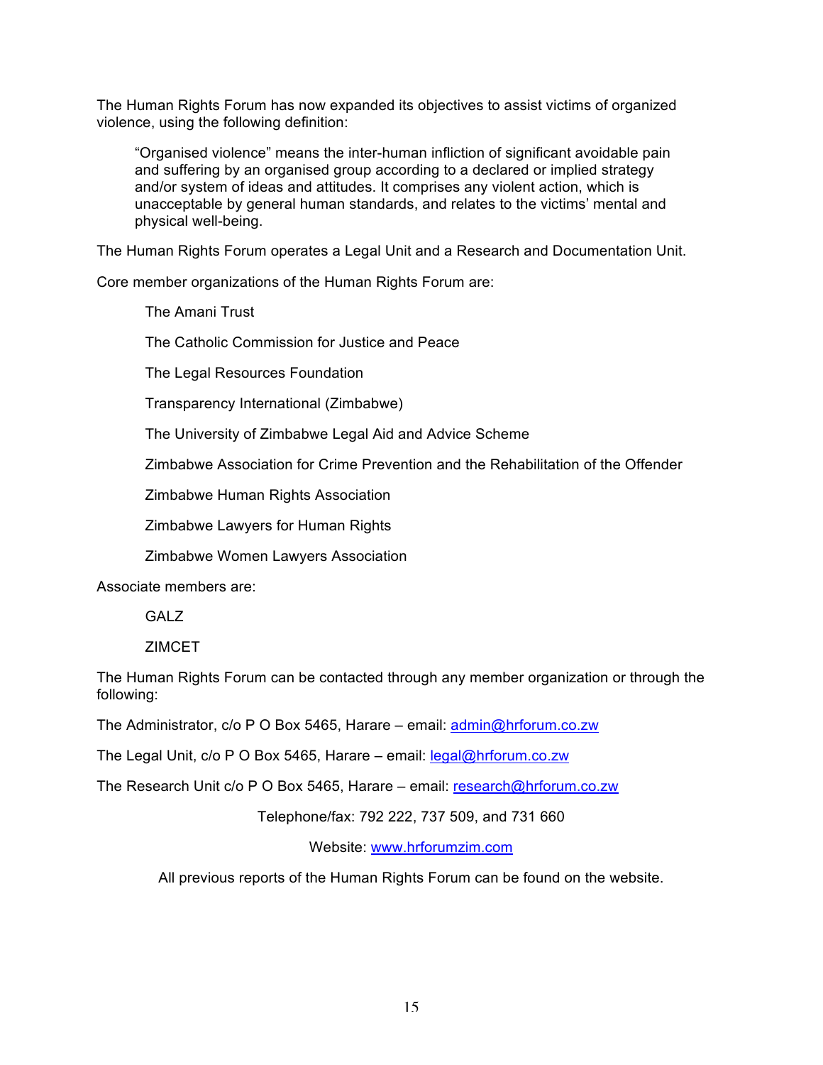The Human Rights Forum has now expanded its objectives to assist victims of organized violence, using the following definition:

> "Organised violence" means the inter-human infliction of significant avoidable pain and suffering by an organised group according to a declared or implied strategy and/or system of ideas and attitudes. It comprises any violent action, which is unacceptable by general human standards, and relates to the victims' mental and physical well-being.

The Human Rights Forum operates a Legal Unit and a Research and Documentation Unit.

Core member organizations of the Human Rights Forum are:

- The Amani Trust
- The Catholic Commission for Justice and Peace
- The Legal Resources Foundation
- Transparency International (Zimbabwe)
- The University of Zimbabwe Legal Aid and Advice Scheme
- Zimbabwe Association for Crime Prevention and the Rehabilitation of the Offender
- Zimbabwe Human Rights Association
- Zimbabwe Lawyers for Human Rights
- Zimbabwe Women Lawyers Association

Associate members are:

- GALZ
- ZIMCET

The Human Rights Forum can be contacted through any member organization or through the following:

The Administrator, c/o P O Box 5465, Harare – email: admin@hrforum.co.zw

The Legal Unit, c/o P O Box 5465, Harare – email: legal@hrforum.co.zw

The Research Unit c/o P O Box 5465, Harare – email: research@hrforum.co.zw

Telephone/fax: 792 222, 737 509, and 731 660

Website: www.hrforumzim.com

All previous reports of the Human Rights Forum can be found on the website.